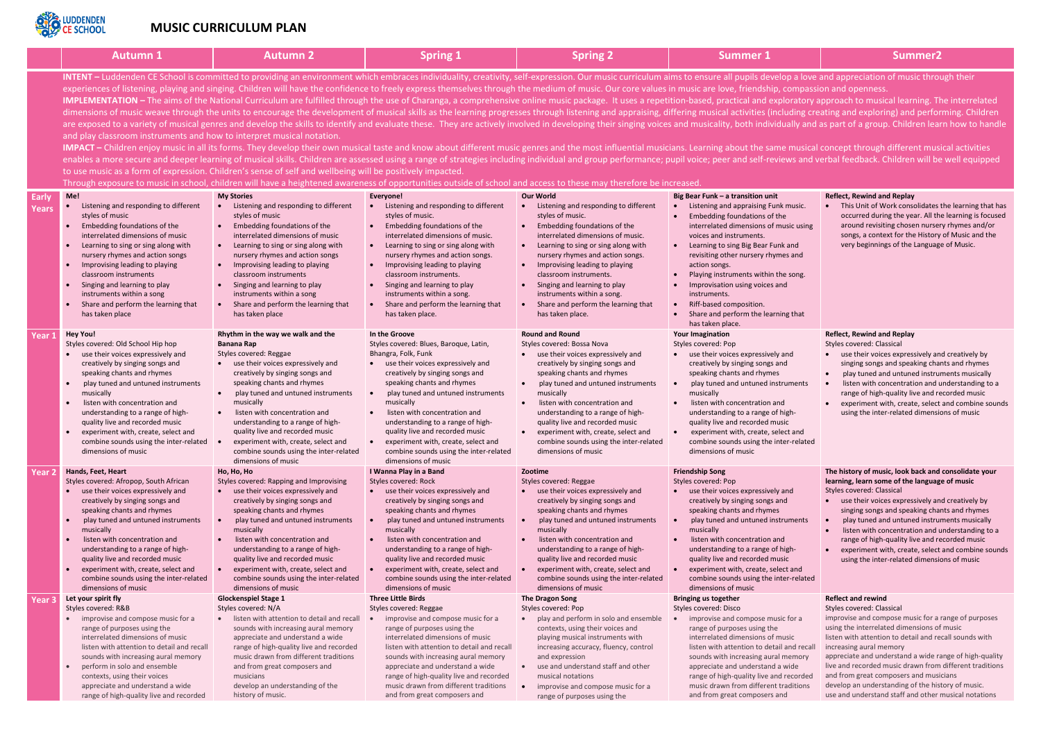# MUSIC CURRICULUM PLAN

LUDDENDEN CE SCHOOL

**INTENT –** Luddenden CE School is committed to providing an environment which embraces individuality, creativity, self-expression. Our music curriculum aims to ensure all pupils develop a love and appreciation of music through their experiences of listening, playing and singing. Children will have the confidence to freely express themselves through the medium of music. Our core values in music are love, friendship, compassion and openness.

**IMPLEMENTATION –** The aims of the National Curriculum are fulfilled through the use of Charanga, a comprehensive online music package. It uses a repetition-based, practical and exploratory approach to musical learning. The interrelated dimensions of music weave through the units to encourage the development of musical skills as the learning progresses through listening and appraising, differing musical activities (including creating and exploring) and performing. Children are exposed to a variety of musical genres and develop the skills to identify and evaluate these. They are actively involved in developing their singing voices and musicality, both individually and as part of a group. Children learn how to handle and play classroom instruments and how to interpret musical notation.

**IMPACT –** Children enjoy music in all its forms. They develop their own musical taste and know about different music genres and the most influential musicians. Learning about the same musical concept through different musical activities enables a more secure and deeper learning of musical skills. Children are assessed using a range of strategies including individual and group performance; pupil voice; peer and self-reviews and verbal feedback. Children will be well equipped to use music as a form of expression. Children's sense of self and wellbeing will be positively impacted.

Through exposure to music in school, children will have a heightened awareness of opportunities outside of school and access to these may therefore be increased.

| | Autumn 1 | Autumn 2 | Spring 1 | Spring 2 | Summer 1 | Summer2 |
|---|---|---|---|---|---|---|
| **Early Years** | **Me!**<br>• Listening and responding to different styles of music<br>• Embedding foundations of the interrelated dimensions of music<br>• Learning to sing or sing along with nursery rhymes and action songs<br>• Improvising leading to playing classroom instruments<br>• Singing and learning to play instruments within a song<br>• Share and perform the learning that has taken place | **My Stories**<br>• Listening and responding to different styles of music<br>• Embedding foundations of the interrelated dimensions of music<br>• Learning to sing or sing along with nursery rhymes and action songs<br>• Improvising leading to playing classroom instruments<br>• Singing and learning to play instruments within a song<br>• Share and perform the learning that has taken place | **Everyone!**<br>• Listening and responding to different styles of music.<br>• Embedding foundations of the interrelated dimensions of music.<br>• Learning to sing or sing along with nursery rhymes and action songs.<br>• Improvising leading to playing classroom instruments.<br>• Singing and learning to play instruments within a song.<br>• Share and perform the learning that has taken place. | **Our World**<br>• Listening and responding to different styles of music.<br>• Embedding foundations of the interrelated dimensions of music.<br>• Learning to sing or sing along with nursery rhymes and action songs.<br>• Improvising leading to playing classroom instruments.<br>• Singing and learning to play instruments within a song.<br>• Share and perform the learning that has taken place. | **Big Bear Funk – a transition unit**<br>• Listening and appraising Funk music.<br>• Embedding foundations of the interrelated dimensions of music using voices and instruments.<br>• Learning to sing Big Bear Funk and revisiting other nursery rhymes and action songs.<br>• Playing instruments within the song.<br>• Improvisation using voices and instruments.<br>• Riff-based composition.<br>• Share and perform the learning that has taken place. | **Reflect, Rewind and Replay**<br>• This Unit of Work consolidates the learning that has occurred during the year. All the learning is focused around revisiting chosen nursery rhymes and/or songs, a context for the History of Music and the very beginnings of the Language of Music. |
| **Year 1** | **Hey You!**<br>Styles covered: Old School Hip hop<br>• use their voices expressively and creatively by singing songs and speaking chants and rhymes<br>• play tuned and untuned instruments musically<br>• listen with concentration and understanding to a range of high-quality live and recorded music<br>• experiment with, create, select and combine sounds using the inter-related dimensions of music | **Rhythm in the way we walk and the Banana Rap**<br>Styles covered: Reggae<br>• use their voices expressively and creatively by singing songs and speaking chants and rhymes<br>• play tuned and untuned instruments musically<br>• listen with concentration and understanding to a range of high-quality live and recorded music<br>• experiment with, create, select and combine sounds using the inter-related dimensions of music | **In the Groove**<br>Styles covered: Blues, Baroque, Latin, Bhangra, Folk, Funk<br>• use their voices expressively and creatively by singing songs and speaking chants and rhymes<br>• play tuned and untuned instruments musically<br>• listen with concentration and understanding to a range of high-quality live and recorded music<br>• experiment with, create, select and combine sounds using the inter-related dimensions of music | **Round and Round**<br>Styles covered: Bossa Nova<br>• use their voices expressively and creatively by singing songs and speaking chants and rhymes<br>• play tuned and untuned instruments musically<br>• listen with concentration and understanding to a range of high-quality live and recorded music<br>• experiment with, create, select and combine sounds using the inter-related dimensions of music | **Your Imagination**<br>Styles covered: Pop<br>• use their voices expressively and creatively by singing songs and speaking chants and rhymes<br>• play tuned and untuned instruments musically<br>• listen with concentration and understanding to a range of high-quality live and recorded music<br>• experiment with, create, select and combine sounds using the inter-related dimensions of music | **Reflect, Rewind and Replay**<br>Styles covered: Classical<br>• use their voices expressively and creatively by singing songs and speaking chants and rhymes<br>• play tuned and untuned instruments musically<br>• listen with concentration and understanding to a range of high-quality live and recorded music<br>• experiment with, create, select and combine sounds using the inter-related dimensions of music |
| **Year 2** | **Hands, Feet, Heart**<br>Styles covered: Afropop, South African<br>• use their voices expressively and creatively by singing songs and speaking chants and rhymes<br>• play tuned and untuned instruments musically<br>• listen with concentration and understanding to a range of high-quality live and recorded music<br>• experiment with, create, select and combine sounds using the inter-related dimensions of music | **Ho, Ho, Ho**<br>Styles covered: Rapping and Improvising<br>• use their voices expressively and creatively by singing songs and speaking chants and rhymes<br>• play tuned and untuned instruments musically<br>• listen with concentration and understanding to a range of high-quality live and recorded music<br>• experiment with, create, select and combine sounds using the inter-related dimensions of music | **I Wanna Play in a Band**<br>Styles covered: Rock<br>• use their voices expressively and creatively by singing songs and speaking chants and rhymes<br>• play tuned and untuned instruments musically<br>• listen with concentration and understanding to a range of high-quality live and recorded music<br>• experiment with, create, select and combine sounds using the inter-related dimensions of music | **Zootime**<br>Styles covered: Reggae<br>• use their voices expressively and creatively by singing songs and speaking chants and rhymes<br>• play tuned and untuned instruments musically<br>• listen with concentration and understanding to a range of high-quality live and recorded music<br>• experiment with, create, select and combine sounds using the inter-related dimensions of music | **Friendship Song**<br>Styles covered: Pop<br>• use their voices expressively and creatively by singing songs and speaking chants and rhymes<br>• play tuned and untuned instruments musically<br>• listen with concentration and understanding to a range of high-quality live and recorded music<br>• experiment with, create, select and combine sounds using the inter-related dimensions of music | **The history of music, look back and consolidate your learning, learn some of the language of music**<br>Styles covered: Classical<br>• use their voices expressively and creatively by singing songs and speaking chants and rhymes<br>• play tuned and untuned instruments musically<br>• listen with concentration and understanding to a range of high-quality live and recorded music<br>• experiment with, create, select and combine sounds using the inter-related dimensions of music |
| **Year 3** | **Let your spirit fly**<br>Styles covered: R&B<br>• improvise and compose music for a range of purposes using the interrelated dimensions of music listen with attention to detail and recall sounds with increasing aural memory<br>• perform in solo and ensemble contexts, using their voices appreciate and understand a wide range of high-quality live and recorded | **Glockenspiel Stage 1**<br>Styles covered: N/A<br>• listen with attention to detail and recall sounds with increasing aural memory appreciate and understand a wide range of high-quality live and recorded music drawn from different traditions and from great composers and musicians develop an understanding of the history of music. | **Three Little Birds**<br>Styles covered: Reggae<br>• improvise and compose music for a range of purposes using the interrelated dimensions of music listen with attention to detail and recall sounds with increasing aural memory appreciate and understand a wide range of high-quality live and recorded music drawn from different traditions and from great composers and | **The Dragon Song**<br>Styles covered: Pop<br>• play and perform in solo and ensemble contexts, using their voices and playing musical instruments with increasing accuracy, fluency, control and expression<br>• use and understand staff and other musical notations<br>• improvise and compose music for a range of purposes using the | **Bringing us together**<br>Styles covered: Disco<br>• improvise and compose music for a range of purposes using the interrelated dimensions of music listen with attention to detail and recall sounds with increasing aural memory appreciate and understand a wide range of high-quality live and recorded music drawn from different traditions and from great composers and | **Reflect and rewind**<br>Styles covered: Classical<br>improvise and compose music for a range of purposes using the interrelated dimensions of music<br>listen with attention to detail and recall sounds with increasing aural memory<br>appreciate and understand a wide range of high-quality live and recorded music drawn from different traditions and from great composers and musicians<br>develop an understanding of the history of music.<br>use and understand staff and other musical notations |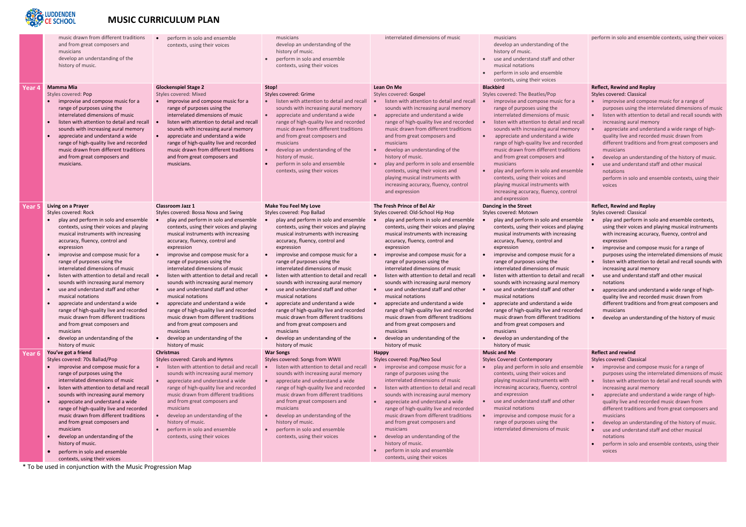# MUSIC CURRICULUM PLAN

| | | | | | | |
|---|---|---|---|---|---|---|
| | music drawn from different traditions and from great composers and musicians<br>develop an understanding of the history of music. | • perform in solo and ensemble contexts, using their voices | musicians<br>develop an understanding of the history of music.<br>• perform in solo and ensemble contexts, using their voices | interrelated dimensions of music | musicians<br>develop an understanding of the history of music.<br>• use and understand staff and other musical notations<br>• perform in solo and ensemble contexts, using their voices | perform in solo and ensemble contexts, using their voices |
| **Year 4** | **Mamma Mia**<br>Styles covered: Pop<br>• improvise and compose music for a range of purposes using the interrelated dimensions of music<br>• listen with attention to detail and recall sounds with increasing aural memory<br>• appreciate and understand a wide range of high-quality live and recorded music drawn from different traditions and from great composers and musicians. | **Glockenspiel Stage 2**<br>Styles covered: Mixed<br>• improvise and compose music for a range of purposes using the interrelated dimensions of music<br>• listen with attention to detail and recall sounds with increasing aural memory<br>• appreciate and understand a wide range of high-quality live and recorded music drawn from different traditions and from great composers and musicians. | **Stop!**<br>Styles covered: Grime<br>• listen with attention to detail and recall sounds with increasing aural memory<br>• appreciate and understand a wide range of high-quality live and recorded music drawn from different traditions and from great composers and musicians<br>• develop an understanding of the history of music.<br>• perform in solo and ensemble contexts, using their voices | **Lean On Me**<br>Styles covered: Gospel<br>• listen with attention to detail and recall sounds with increasing aural memory<br>• appreciate and understand a wide range of high-quality live and recorded music drawn from different traditions and from great composers and musicians<br>• develop an understanding of the history of music.<br>• play and perform in solo and ensemble contexts, using their voices and playing musical instruments with increasing accuracy, fluency, control and expression | **Blackbird**<br>Styles covered: The Beatles/Pop<br>• improvise and compose music for a range of purposes using the interrelated dimensions of music<br>• listen with attention to detail and recall sounds with increasing aural memory<br>• appreciate and understand a wide range of high-quality live and recorded music drawn from different traditions and from great composers and musicians<br>• play and perform in solo and ensemble contexts, using their voices and playing musical instruments with increasing accuracy, fluency, control and expression | **Reflect, Rewind and Replay**<br>Styles covered: Classical<br>• improvise and compose music for a range of purposes using the interrelated dimensions of music<br>• listen with attention to detail and recall sounds with increasing aural memory<br>• appreciate and understand a wide range of high-quality live and recorded music drawn from different traditions and from great composers and musicians<br>• develop an understanding of the history of music.<br>• use and understand staff and other musical notations<br>perform in solo and ensemble contexts, using their voices |
| **Year 5** | **Living on a Prayer**<br>Styles covered: Rock<br>• play and perform in solo and ensemble contexts, using their voices and playing musical instruments with increasing accuracy, fluency, control and expression<br>• improvise and compose music for a range of purposes using the interrelated dimensions of music<br>• listen with attention to detail and recall sounds with increasing aural memory<br>• use and understand staff and other musical notations<br>• appreciate and understand a wide range of high-quality live and recorded music drawn from different traditions and from great composers and musicians<br>• develop an understanding of the history of music | **Classroom Jazz 1**<br>Styles covered: Bossa Nova and Swing<br>• play and perform in solo and ensemble contexts, using their voices and playing musical instruments with increasing accuracy, fluency, control and expression<br>• improvise and compose music for a range of purposes using the interrelated dimensions of music<br>• listen with attention to detail and recall sounds with increasing aural memory<br>• use and understand staff and other musical notations<br>• appreciate and understand a wide range of high-quality live and recorded music drawn from different traditions and from great composers and musicians<br>• develop an understanding of the history of music | **Make You Feel My Love**<br>Styles covered: Pop Ballad<br>• play and perform in solo and ensemble contexts, using their voices and playing musical instruments with increasing accuracy, fluency, control and expression<br>• improvise and compose music for a range of purposes using the interrelated dimensions of music<br>• listen with attention to detail and recall sounds with increasing aural memory<br>• use and understand staff and other musical notations<br>• appreciate and understand a wide range of high-quality live and recorded music drawn from different traditions and from great composers and musicians<br>• develop an understanding of the history of music | **The Fresh Prince of Bel Air**<br>Styles covered: Old-School Hip Hop<br>• play and perform in solo and ensemble contexts, using their voices and playing musical instruments with increasing accuracy, fluency, control and expression<br>• improvise and compose music for a range of purposes using the interrelated dimensions of music<br>• listen with attention to detail and recall sounds with increasing aural memory<br>• use and understand staff and other musical notations<br>• appreciate and understand a wide range of high-quality live and recorded music drawn from different traditions and from great composers and musicians<br>• develop an understanding of the history of music | **Dancing in the Street**<br>Styles covered: Motown<br>• play and perform in solo and ensemble contexts, using their voices and playing musical instruments with increasing accuracy, fluency, control and expression<br>• improvise and compose music for a range of purposes using the interrelated dimensions of music<br>• listen with attention to detail and recall sounds with increasing aural memory<br>• use and understand staff and other musical notations<br>• appreciate and understand a wide range of high-quality live and recorded music drawn from different traditions and from great composers and musicians<br>• develop an understanding of the history of music | **Reflect, Rewind and Replay**<br>Styles covered: Classical<br>• play and perform in solo and ensemble contexts, using their voices and playing musical instruments with increasing accuracy, fluency, control and expression<br>• improvise and compose music for a range of purposes using the interrelated dimensions of music<br>• listen with attention to detail and recall sounds with increasing aural memory<br>• use and understand staff and other musical notations<br>• appreciate and understand a wide range of high-quality live and recorded music drawn from different traditions and from great composers and musicians<br>• develop an understanding of the history of music |
| **Year 6** | **You've got a friend**<br>Styles covered: 70s Ballad/Pop<br>• improvise and compose music for a range of purposes using the interrelated dimensions of music<br>• listen with attention to detail and recall sounds with increasing aural memory<br>• appreciate and understand a wide range of high-quality live and recorded music drawn from different traditions and from great composers and musicians<br>• develop an understanding of the history of music.<br>• perform in solo and ensemble contexts, using their voices | **Christmas**<br>Styles covered: Carols and Hymns<br>• listen with attention to detail and recall sounds with increasing aural memory<br>• appreciate and understand a wide range of high-quality live and recorded music drawn from different traditions and from great composers and musicians<br>• develop an understanding of the history of music.<br>• perform in solo and ensemble contexts, using their voices | **War Songs**<br>Styles covered: Songs from WWII<br>• listen with attention to detail and recall sounds with increasing aural memory<br>• appreciate and understand a wide range of high-quality live and recorded music drawn from different traditions and from great composers and musicians<br>• develop an understanding of the history of music.<br>• perform in solo and ensemble contexts, using their voices | **Happy**<br>Styles covered: Pop/Neo Soul<br>• improvise and compose music for a range of purposes using the interrelated dimensions of music<br>• listen with attention to detail and recall sounds with increasing aural memory<br>• appreciate and understand a wide range of high-quality live and recorded music drawn from different traditions and from great composers and musicians<br>• develop an understanding of the history of music.<br>• perform in solo and ensemble contexts, using their voices | **Music and Me**<br>Styles Covered: Contemporary<br>• play and perform in solo and ensemble contexts, using their voices and playing musical instruments with increasing accuracy, fluency, control and expression<br>• use and understand staff and other musical notations<br>• improvise and compose music for a range of purposes using the interrelated dimensions of music | **Reflect and rewind**<br>Styles covered: Classical<br>• improvise and compose music for a range of purposes using the interrelated dimensions of music<br>• listen with attention to detail and recall sounds with increasing aural memory<br>• appreciate and understand a wide range of high-quality live and recorded music drawn from different traditions and from great composers and musicians<br>• develop an understanding of the history of music.<br>• use and understand staff and other musical notations<br>• perform in solo and ensemble contexts, using their voices |

* To be used in conjunction with the Music Progression Map